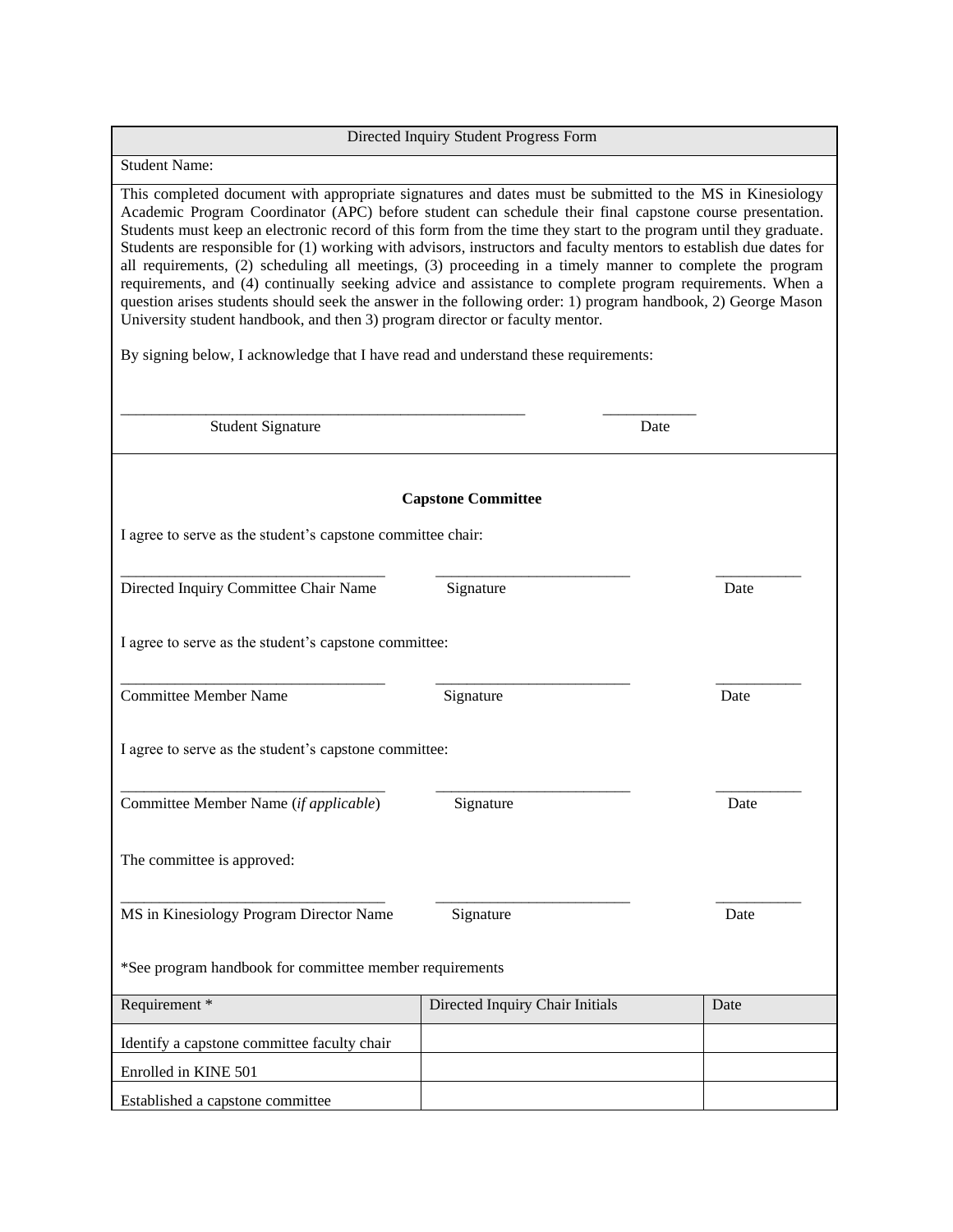## Directed Inquiry Student Progress Form

Student Name:

This completed document with appropriate signatures and dates must be submitted to the MS in Kinesiology Academic Program Coordinator (APC) before student can schedule their final capstone course presentation. Students must keep an electronic record of this form from the time they start to the program until they graduate. Students are responsible for (1) working with advisors, instructors and faculty mentors to establish due dates for all requirements, (2) scheduling all meetings, (3) proceeding in a timely manner to complete the program requirements, and (4) continually seeking advice and assistance to complete program requirements. When a question arises students should seek the answer in the following order: 1) program handbook, 2) George Mason University student handbook, and then 3) program director or faculty mentor.

By signing below, I acknowledge that I have read and understand these requirements:

\_\_\_\_\_\_\_\_\_\_\_\_\_\_\_\_\_\_\_\_\_\_\_\_\_\_\_\_\_\_\_\_\_\_\_\_\_\_\_\_\_\_\_\_\_\_\_\_ \_\_\_\_\_\_\_\_\_\_\_\_
Student Signature Date

**Capstone Committee**

I agree to serve as the student's capstone committee chair:

\_\_\_\_\_\_\_\_\_\_\_\_\_\_\_\_\_\_\_\_\_\_\_\_\_\_\_\_\_\_\_\_\_ \_\_\_\_\_\_\_\_\_\_\_\_\_\_\_\_\_\_\_\_\_\_\_\_\_ \_\_\_\_\_\_\_\_\_\_\_
Directed Inquiry Committee Chair Name Signature Date

I agree to serve as the student's capstone committee:

\_\_\_\_\_\_\_\_\_\_\_\_\_\_\_\_\_\_\_\_\_\_\_\_\_\_\_\_\_\_\_\_\_ \_\_\_\_\_\_\_\_\_\_\_\_\_\_\_\_\_\_\_\_\_\_\_\_\_ \_\_\_\_\_\_\_\_\_\_\_
Committee Member Name Signature Date

I agree to serve as the student's capstone committee:

\_\_\_\_\_\_\_\_\_\_\_\_\_\_\_\_\_\_\_\_\_\_\_\_\_\_\_\_\_\_\_\_\_ \_\_\_\_\_\_\_\_\_\_\_\_\_\_\_\_\_\_\_\_\_\_\_\_\_ \_\_\_\_\_\_\_\_\_\_\_
Committee Member Name (*if applicable*) Signature Date

The committee is approved:

\_\_\_\_\_\_\_\_\_\_\_\_\_\_\_\_\_\_\_\_\_\_\_\_\_\_\_\_\_\_\_\_\_ \_\_\_\_\_\_\_\_\_\_\_\_\_\_\_\_\_\_\_\_\_\_\_\_\_ \_\_\_\_\_\_\_\_\_\_\_
MS in Kinesiology Program Director Name Signature Date

*See program handbook for committee member requirements

| Requirement * | Directed Inquiry Chair Initials | Date |
|---|---|---|
| Identify a capstone committee faculty chair | | |
| Enrolled in KINE 501 | | |
| Established a capstone committee | | |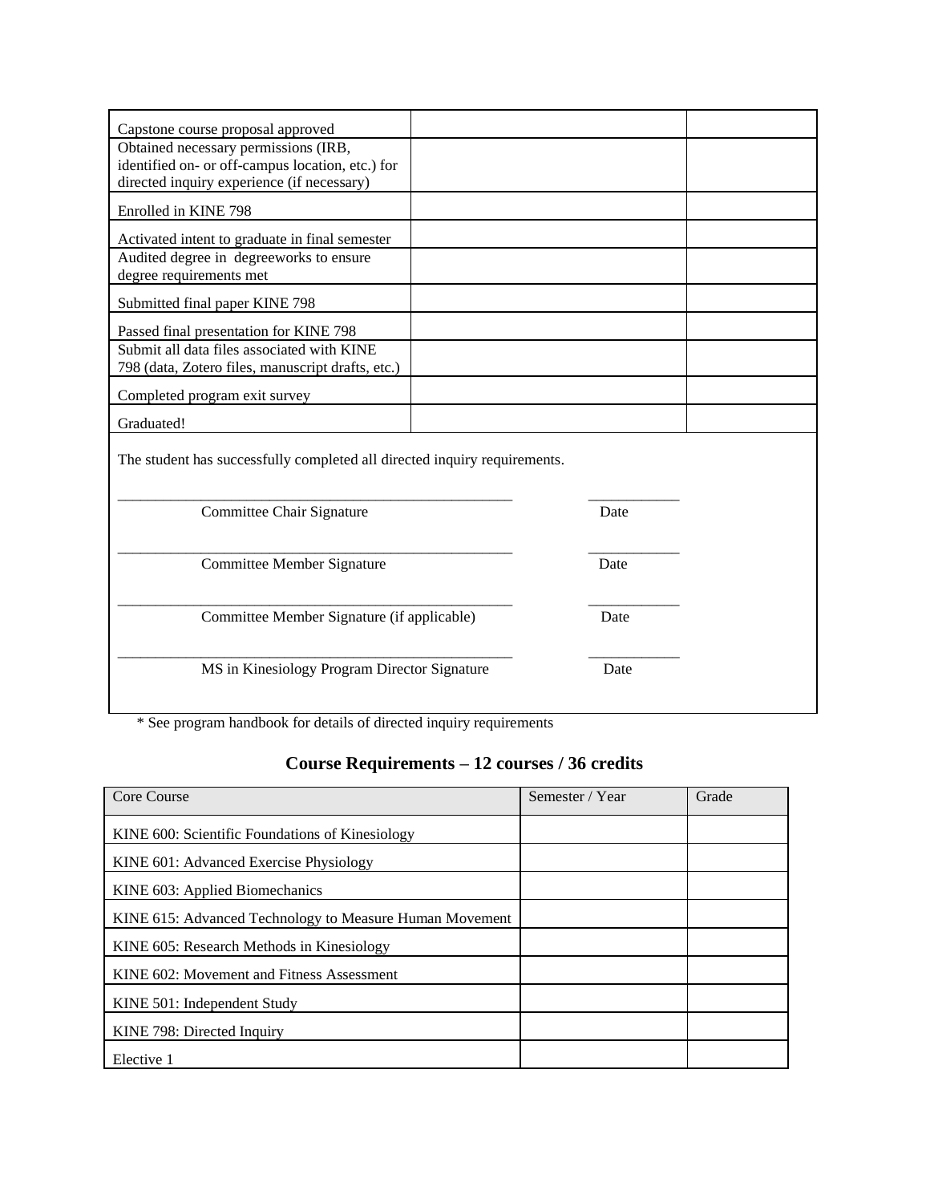| | | |
|---|---|---|
| Capstone course proposal approved | | |
| Obtained necessary permissions (IRB, identified on- or off-campus location, etc.) for directed inquiry experience (if necessary) | | |
| Enrolled in KINE 798 | | |
| Activated intent to graduate in final semester | | |
| Audited degree in degreeworks to ensure degree requirements met | | |
| Submitted final paper KINE 798 | | |
| Passed final presentation for KINE 798 | | |
| Submit all data files associated with KINE 798 (data, Zotero files, manuscript drafts, etc.) | | |
| Completed program exit survey | | |
| Graduated! | | |

The student has successfully completed all directed inquiry requirements.

\_\_\_\_\_\_\_\_\_\_\_\_\_\_\_\_\_\_\_\_\_\_\_\_\_\_\_\_\_\_\_\_\_\_\_\_\_\_\_\_\_\_\_\_\_\_\_\_\_ \_\_\_\_\_\_\_\_\_\_\_\_
Committee Chair Signature Date

\_\_\_\_\_\_\_\_\_\_\_\_\_\_\_\_\_\_\_\_\_\_\_\_\_\_\_\_\_\_\_\_\_\_\_\_\_\_\_\_\_\_\_\_\_\_\_\_\_ \_\_\_\_\_\_\_\_\_\_\_\_
Committee Member Signature Date

\_\_\_\_\_\_\_\_\_\_\_\_\_\_\_\_\_\_\_\_\_\_\_\_\_\_\_\_\_\_\_\_\_\_\_\_\_\_\_\_\_\_\_\_\_\_\_\_\_ \_\_\_\_\_\_\_\_\_\_\_\_
Committee Member Signature (if applicable) Date

\_\_\_\_\_\_\_\_\_\_\_\_\_\_\_\_\_\_\_\_\_\_\_\_\_\_\_\_\_\_\_\_\_\_\_\_\_\_\_\_\_\_\_\_\_\_\_\_\_ \_\_\_\_\_\_\_\_\_\_\_\_
MS in Kinesiology Program Director Signature Date

\* See program handbook for details of directed inquiry requirements

## Course Requirements – 12 courses / 36 credits

| Core Course | Semester / Year | Grade |
|---|---|---|
| KINE 600: Scientific Foundations of Kinesiology | | |
| KINE 601: Advanced Exercise Physiology | | |
| KINE 603: Applied Biomechanics | | |
| KINE 615: Advanced Technology to Measure Human Movement | | |
| KINE 605: Research Methods in Kinesiology | | |
| KINE 602: Movement and Fitness Assessment | | |
| KINE 501: Independent Study | | |
| KINE 798: Directed Inquiry | | |
| Elective 1 | | |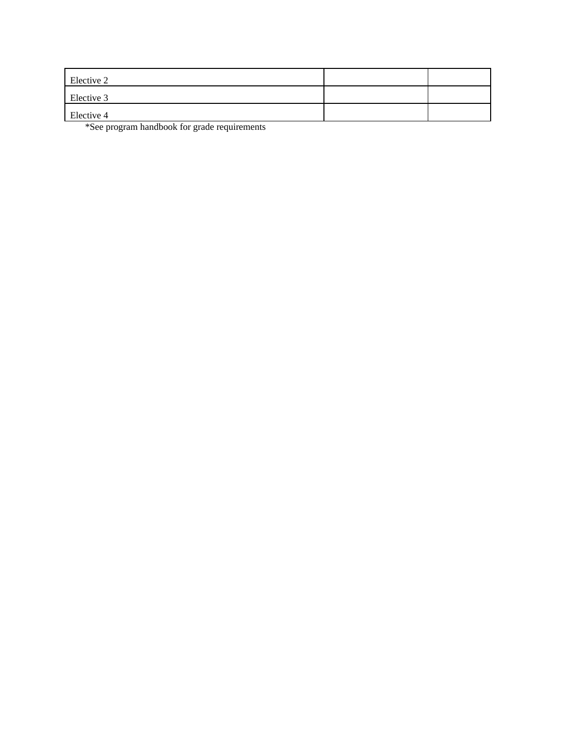| | | |
|---|---|---|
| Elective 2 | | |
| Elective 3 | | |
| Elective 4 | | |

*See program handbook for grade requirements